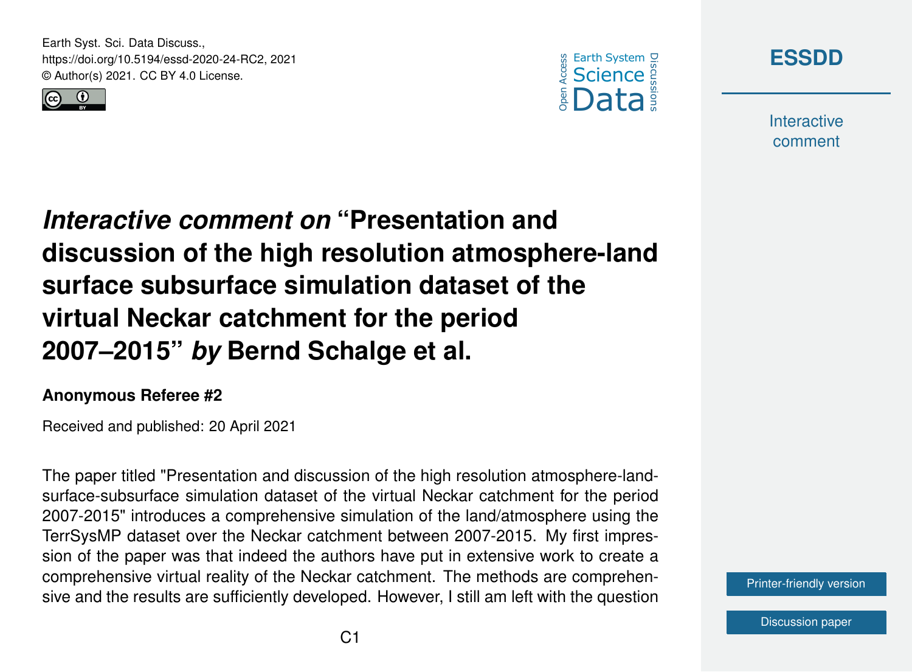Earth Syst. Sci. Data Discuss.,
https://doi.org/10.5194/essd-2020-24-RC2, 2021
© Author(s) 2021. CC BY 4.0 License.

# *Interactive comment on* "Presentation and discussion of the high resolution atmosphere-land surface subsurface simulation dataset of the virtual Neckar catchment for the period 2007–2015" *by* Bernd Schalge et al.

**Anonymous Referee #2**

Received and published: 20 April 2021

The paper titled "Presentation and discussion of the high resolution atmosphere-land-surface-subsurface simulation dataset of the virtual Neckar catchment for the period 2007-2015" introduces a comprehensive simulation of the land/atmosphere using the TerrSysMP dataset over the Neckar catchment between 2007-2015. My first impression of the paper was that indeed the authors have put in extensive work to create a comprehensive virtual reality of the Neckar catchment. The methods are comprehensive and the results are sufficiently developed. However, I still am left with the question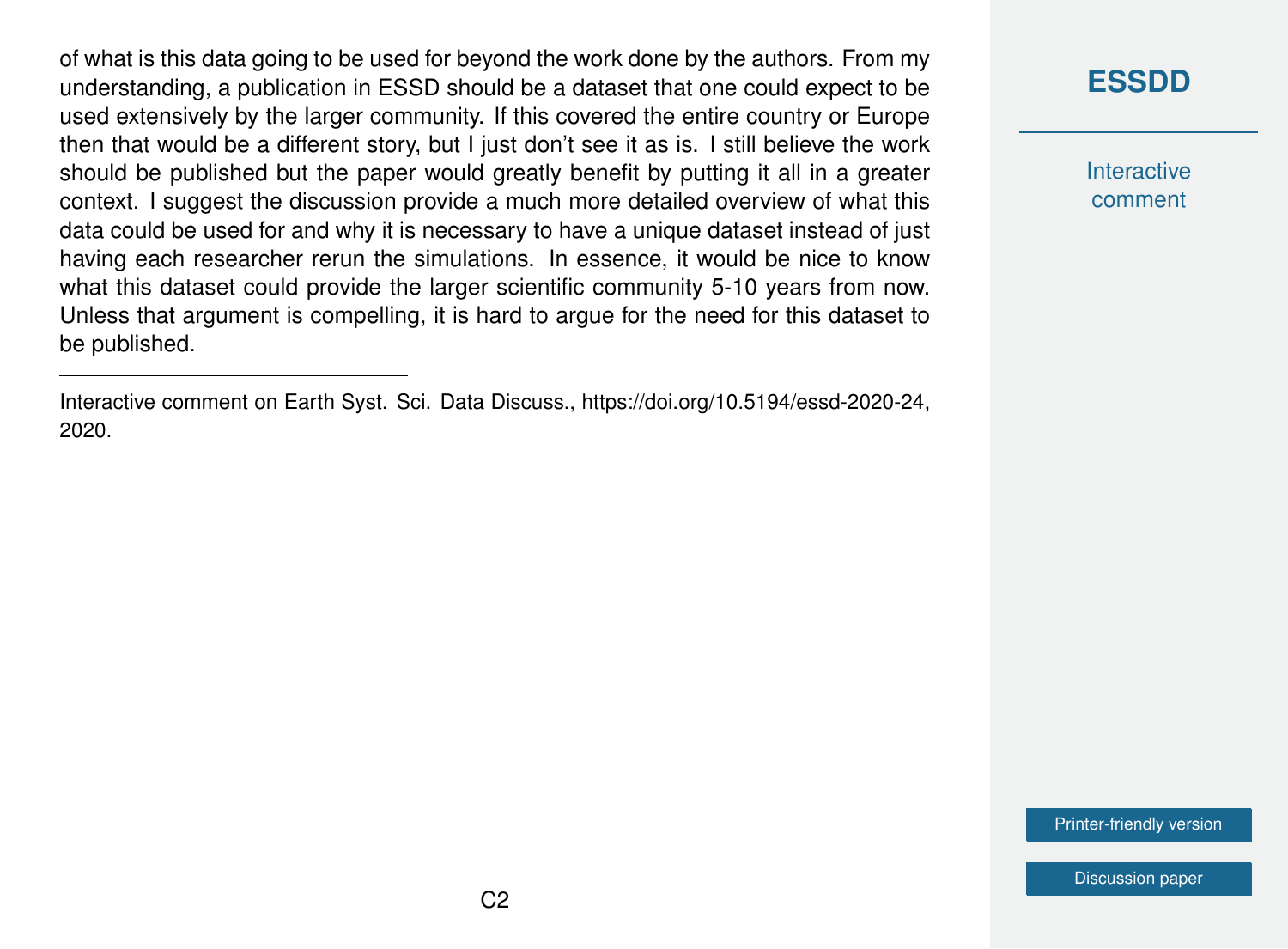of what is this data going to be used for beyond the work done by the authors. From my understanding, a publication in ESSD should be a dataset that one could expect to be used extensively by the larger community. If this covered the entire country or Europe then that would be a different story, but I just don't see it as is. I still believe the work should be published but the paper would greatly benefit by putting it all in a greater context. I suggest the discussion provide a much more detailed overview of what this data could be used for and why it is necessary to have a unique dataset instead of just having each researcher rerun the simulations. In essence, it would be nice to know what this dataset could provide the larger scientific community 5-10 years from now. Unless that argument is compelling, it is hard to argue for the need for this dataset to be published.

---

Interactive comment on Earth Syst. Sci. Data Discuss., https://doi.org/10.5194/essd-2020-24, 2020.